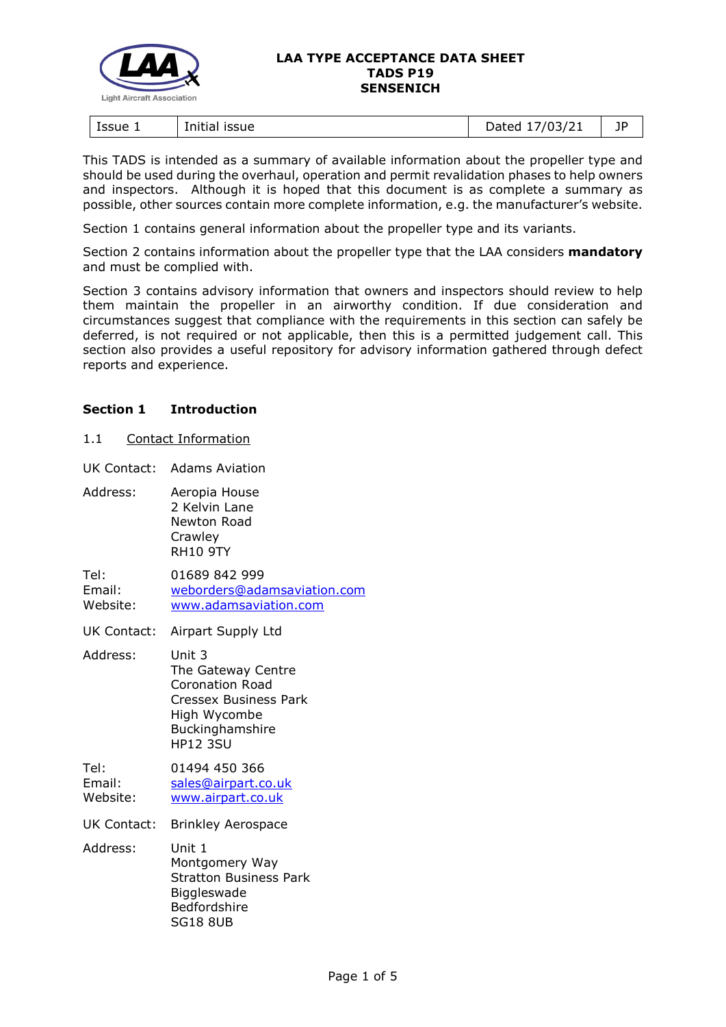# LAA TYPE ACCEPTANCE DATA SHEET
# TADS P19
# SENSENICH

| Issue 1 | Initial issue | Dated 17/03/21 | JP |
|---|---|---|---|

This TADS is intended as a summary of available information about the propeller type and should be used during the overhaul, operation and permit revalidation phases to help owners and inspectors. Although it is hoped that this document is as complete a summary as possible, other sources contain more complete information, e.g. the manufacturer's website.

Section 1 contains general information about the propeller type and its variants.

Section 2 contains information about the propeller type that the LAA considers **mandatory** and must be complied with.

Section 3 contains advisory information that owners and inspectors should review to help them maintain the propeller in an airworthy condition. If due consideration and circumstances suggest that compliance with the requirements in this section can safely be deferred, is not required or not applicable, then this is a permitted judgement call. This section also provides a useful repository for advisory information gathered through defect reports and experience.

## Section 1 Introduction

### 1.1 Contact Information

UK Contact: Adams Aviation

Address:
Aeropia House
2 Kelvin Lane
Newton Road
Crawley
RH10 9TY

Tel: 01689 842 999
Email: weborders@adamsaviation.com
Website: www.adamsaviation.com

UK Contact: Airpart Supply Ltd

Address:
Unit 3
The Gateway Centre
Coronation Road
Cressex Business Park
High Wycombe
Buckinghamshire
HP12 3SU

Tel: 01494 450 366
Email: sales@airpart.co.uk
Website: www.airpart.co.uk

UK Contact: Brinkley Aerospace

Address:
Unit 1
Montgomery Way
Stratton Business Park
Biggleswade
Bedfordshire
SG18 8UB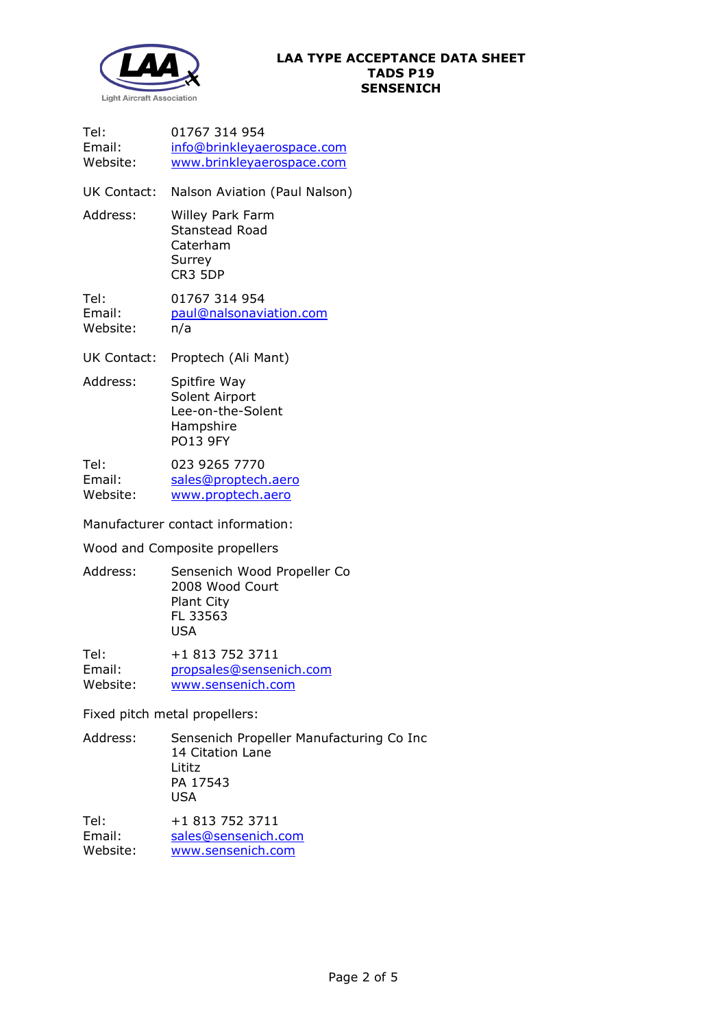Tel: 01767 314 954
Email: info@brinkleyaerospace.com
Website: www.brinkleyaerospace.com

UK Contact: Nalson Aviation (Paul Nalson)

Address: Willey Park Farm
Stanstead Road
Caterham
Surrey
CR3 5DP

Tel: 01767 314 954
Email: paul@nalsonaviation.com
Website: n/a

UK Contact: Proptech (Ali Mant)

Address: Spitfire Way
Solent Airport
Lee-on-the-Solent
Hampshire
PO13 9FY

Tel: 023 9265 7770
Email: sales@proptech.aero
Website: www.proptech.aero

Manufacturer contact information:

Wood and Composite propellers

Address: Sensenich Wood Propeller Co
2008 Wood Court
Plant City
FL 33563
USA

Tel: +1 813 752 3711
Email: propsales@sensenich.com
Website: www.sensenich.com

Fixed pitch metal propellers:

Address: Sensenich Propeller Manufacturing Co Inc
14 Citation Lane
Lititz
PA 17543
USA

Tel: +1 813 752 3711
Email: sales@sensenich.com
Website: www.sensenich.com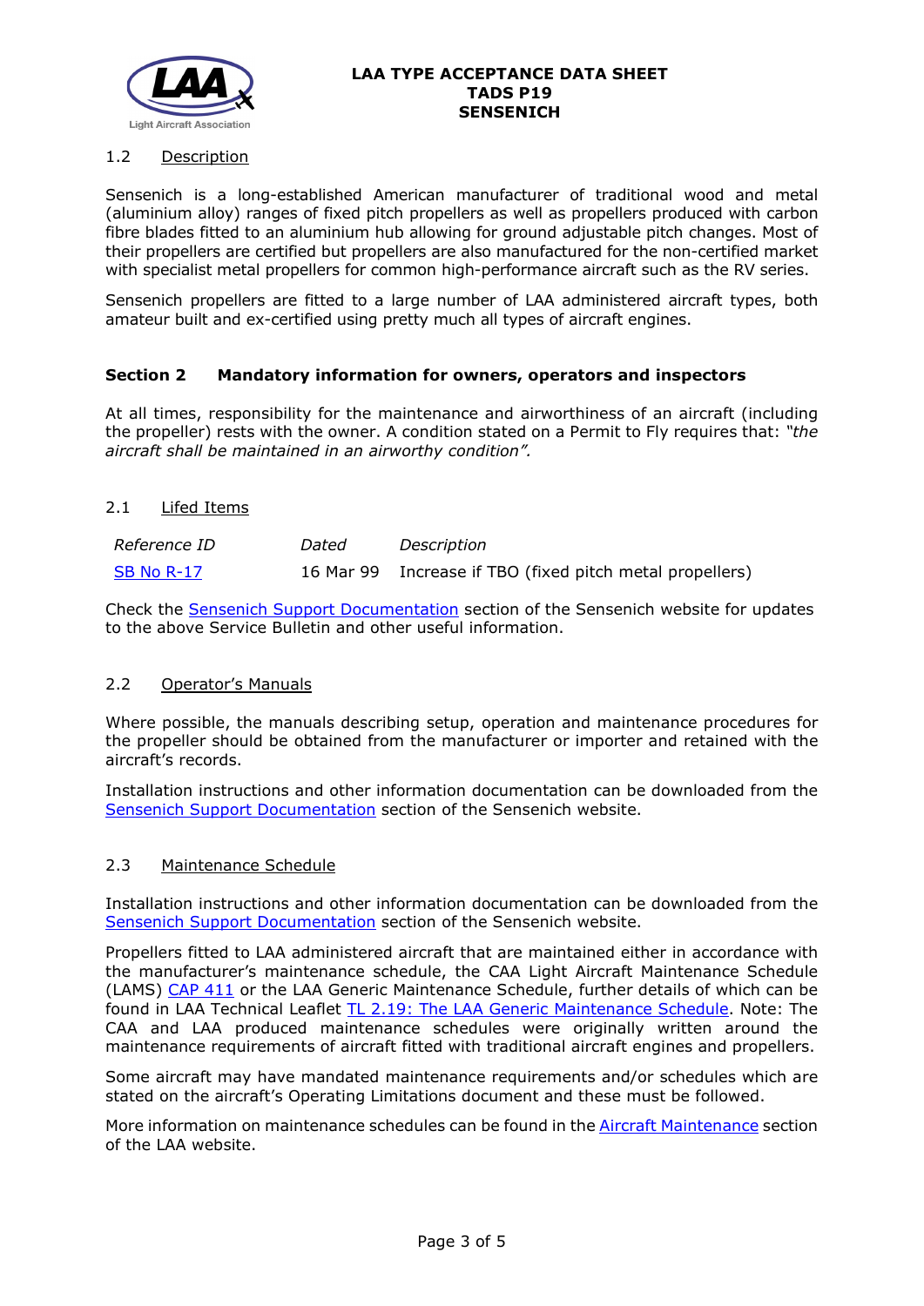1.2 Description

Sensenich is a long-established American manufacturer of traditional wood and metal (aluminium alloy) ranges of fixed pitch propellers as well as propellers produced with carbon fibre blades fitted to an aluminium hub allowing for ground adjustable pitch changes. Most of their propellers are certified but propellers are also manufactured for the non-certified market with specialist metal propellers for common high-performance aircraft such as the RV series.

Sensenich propellers are fitted to a large number of LAA administered aircraft types, both amateur built and ex-certified using pretty much all types of aircraft engines.

## Section 2 Mandatory information for owners, operators and inspectors

At all times, responsibility for the maintenance and airworthiness of an aircraft (including the propeller) rests with the owner. A condition stated on a Permit to Fly requires that: *"the aircraft shall be maintained in an airworthy condition".*

### 2.1 Lifed Items

| *Reference ID* | *Dated* | *Description* |
|---|---|---|
| SB No R-17 | 16 Mar 99 | Increase if TBO (fixed pitch metal propellers) |

Check the Sensenich Support Documentation section of the Sensenich website for updates to the above Service Bulletin and other useful information.

### 2.2 Operator's Manuals

Where possible, the manuals describing setup, operation and maintenance procedures for the propeller should be obtained from the manufacturer or importer and retained with the aircraft's records.

Installation instructions and other information documentation can be downloaded from the Sensenich Support Documentation section of the Sensenich website.

### 2.3 Maintenance Schedule

Installation instructions and other information documentation can be downloaded from the Sensenich Support Documentation section of the Sensenich website.

Propellers fitted to LAA administered aircraft that are maintained either in accordance with the manufacturer's maintenance schedule, the CAA Light Aircraft Maintenance Schedule (LAMS) CAP 411 or the LAA Generic Maintenance Schedule, further details of which can be found in LAA Technical Leaflet TL 2.19: The LAA Generic Maintenance Schedule. Note: The CAA and LAA produced maintenance schedules were originally written around the maintenance requirements of aircraft fitted with traditional aircraft engines and propellers.

Some aircraft may have mandated maintenance requirements and/or schedules which are stated on the aircraft's Operating Limitations document and these must be followed.

More information on maintenance schedules can be found in the Aircraft Maintenance section of the LAA website.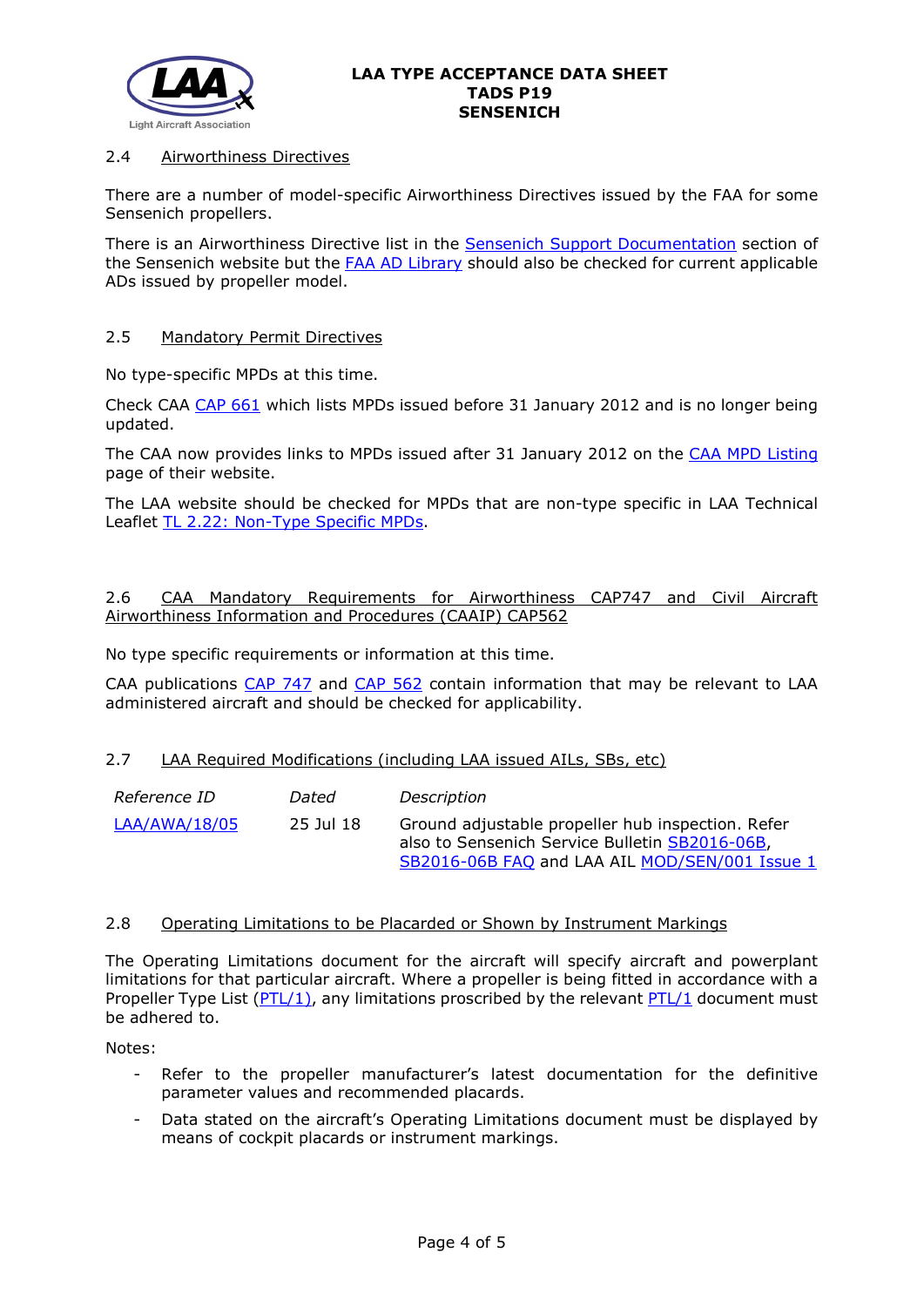### 2.4 Airworthiness Directives

There are a number of model-specific Airworthiness Directives issued by the FAA for some Sensenich propellers.

There is an Airworthiness Directive list in the Sensenich Support Documentation section of the Sensenich website but the FAA AD Library should also be checked for current applicable ADs issued by propeller model.

### 2.5 Mandatory Permit Directives

No type-specific MPDs at this time.

Check CAA CAP 661 which lists MPDs issued before 31 January 2012 and is no longer being updated.

The CAA now provides links to MPDs issued after 31 January 2012 on the CAA MPD Listing page of their website.

The LAA website should be checked for MPDs that are non-type specific in LAA Technical Leaflet TL 2.22: Non-Type Specific MPDs.

### 2.6 CAA Mandatory Requirements for Airworthiness CAP747 and Civil Aircraft Airworthiness Information and Procedures (CAAIP) CAP562

No type specific requirements or information at this time.

CAA publications CAP 747 and CAP 562 contain information that may be relevant to LAA administered aircraft and should be checked for applicability.

### 2.7 LAA Required Modifications (including LAA issued AILs, SBs, etc)

| *Reference ID* | *Dated* | *Description* |
|---|---|---|
| LAA/AWA/18/05 | 25 Jul 18 | Ground adjustable propeller hub inspection. Refer also to Sensenich Service Bulletin SB2016-06B, SB2016-06B FAQ and LAA AIL MOD/SEN/001 Issue 1 |

### 2.8 Operating Limitations to be Placarded or Shown by Instrument Markings

The Operating Limitations document for the aircraft will specify aircraft and powerplant limitations for that particular aircraft. Where a propeller is being fitted in accordance with a Propeller Type List (PTL/1), any limitations proscribed by the relevant PTL/1 document must be adhered to.

Notes:

- Refer to the propeller manufacturer's latest documentation for the definitive parameter values and recommended placards.
- Data stated on the aircraft's Operating Limitations document must be displayed by means of cockpit placards or instrument markings.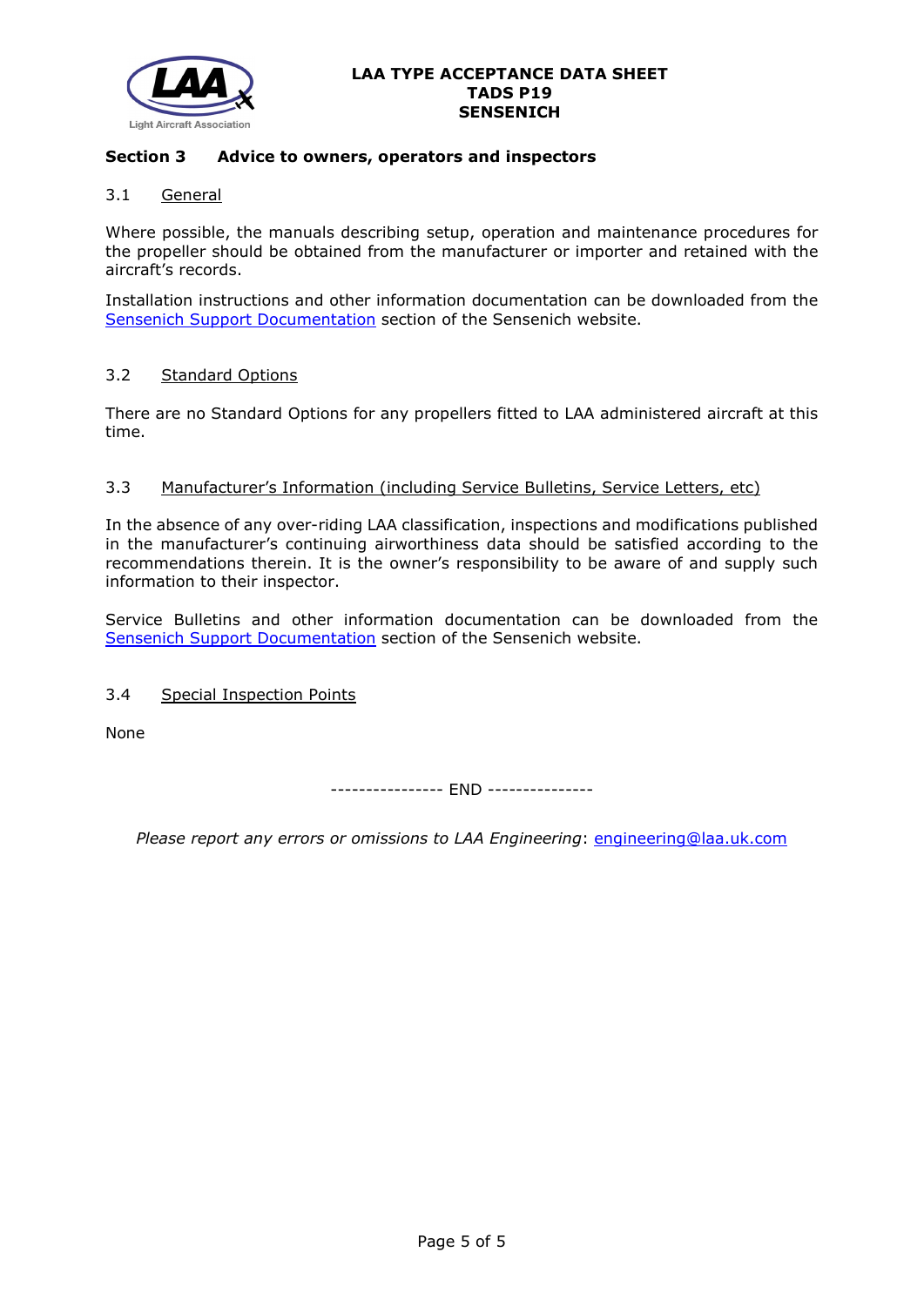## Section 3 Advice to owners, operators and inspectors

### 3.1 General

Where possible, the manuals describing setup, operation and maintenance procedures for the propeller should be obtained from the manufacturer or importer and retained with the aircraft's records.

Installation instructions and other information documentation can be downloaded from the Sensenich Support Documentation section of the Sensenich website.

### 3.2 Standard Options

There are no Standard Options for any propellers fitted to LAA administered aircraft at this time.

### 3.3 Manufacturer's Information (including Service Bulletins, Service Letters, etc)

In the absence of any over-riding LAA classification, inspections and modifications published in the manufacturer's continuing airworthiness data should be satisfied according to the recommendations therein. It is the owner's responsibility to be aware of and supply such information to their inspector.

Service Bulletins and other information documentation can be downloaded from the Sensenich Support Documentation section of the Sensenich website.

### 3.4 Special Inspection Points

None

---------------- END ---------------

*Please report any errors or omissions to LAA Engineering*: engineering@laa.uk.com